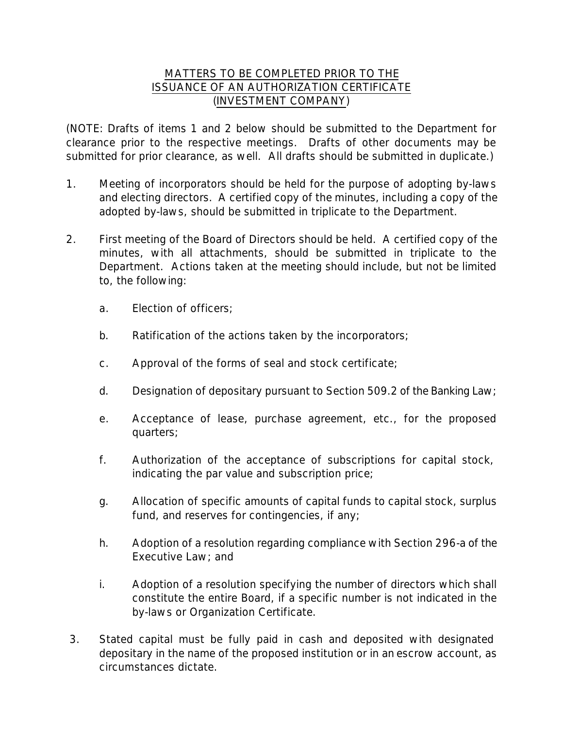# MATTERS TO BE COMPLETED PRIOR TO THE ISSUANCE OF AN AUTHORIZATION CERTIFICATE (INVESTMENT COMPANY)

(NOTE: Drafts of items 1 and 2 below should be submitted to the Department for clearance prior to the respective meetings. Drafts of other documents may be submitted for prior clearance, as well. All drafts should be submitted in duplicate.)

1. Meeting of incorporators should be held for the purpose of adopting by-laws and electing directors. A certified copy of the minutes, including a copy of the adopted by-laws, should be submitted in triplicate to the Department.

2. First meeting of the Board of Directors should be held. A certified copy of the minutes, with all attachments, should be submitted in triplicate to the Department. Actions taken at the meeting should include, but not be limited to, the following:

   a. Election of officers;

   b. Ratification of the actions taken by the incorporators;

   c. Approval of the forms of seal and stock certificate;

   d. Designation of depositary pursuant to Section 509.2 of the Banking Law;

   e. Acceptance of lease, purchase agreement, etc., for the proposed quarters;

   f. Authorization of the acceptance of subscriptions for capital stock, indicating the par value and subscription price;

   g. Allocation of specific amounts of capital funds to capital stock, surplus fund, and reserves for contingencies, if any;

   h. Adoption of a resolution regarding compliance with Section 296-a of the Executive Law; and

   i. Adoption of a resolution specifying the number of directors which shall constitute the entire Board, if a specific number is not indicated in the by-laws or Organization Certificate.

3. Stated capital must be fully paid in cash and deposited with designated depositary in the name of the proposed institution or in an escrow account, as circumstances dictate.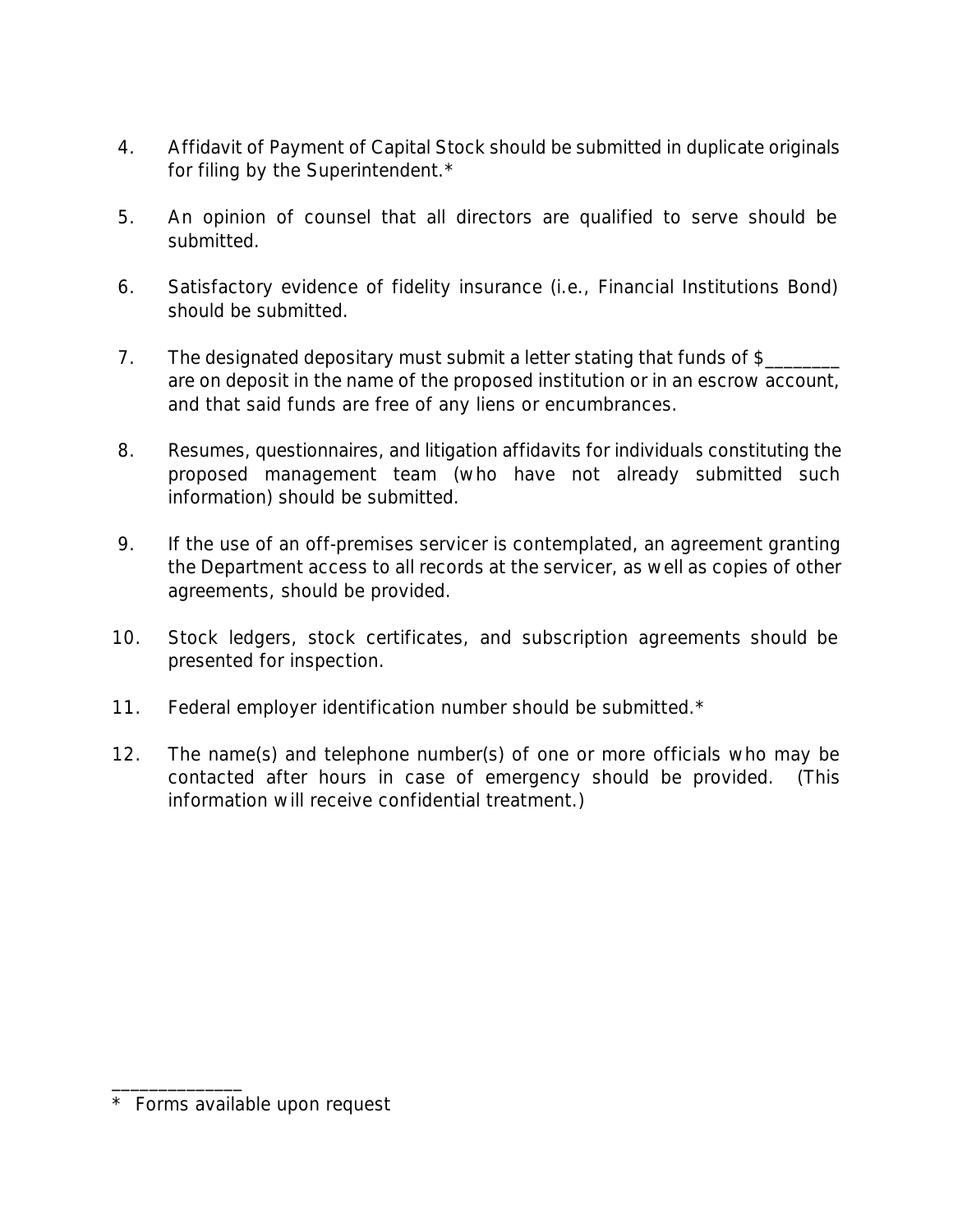4. Affidavit of Payment of Capital Stock should be submitted in duplicate originals for filing by the Superintendent.*

5. An opinion of counsel that all directors are qualified to serve should be submitted.

6. Satisfactory evidence of fidelity insurance (i.e., Financial Institutions Bond) should be submitted.

7. The designated depositary must submit a letter stating that funds of $________ are on deposit in the name of the proposed institution or in an escrow account, and that said funds are free of any liens or encumbrances.

8. Resumes, questionnaires, and litigation affidavits for individuals constituting the proposed management team (who have not already submitted such information) should be submitted.

9. If the use of an off-premises servicer is contemplated, an agreement granting the Department access to all records at the servicer, as well as copies of other agreements, should be provided.

10. Stock ledgers, stock certificates, and subscription agreements should be presented for inspection.

11. Federal employer identification number should be submitted.*

12. The name(s) and telephone number(s) of one or more officials who may be contacted after hours in case of emergency should be provided. (This information will receive confidential treatment.)

______________

\* Forms available upon request